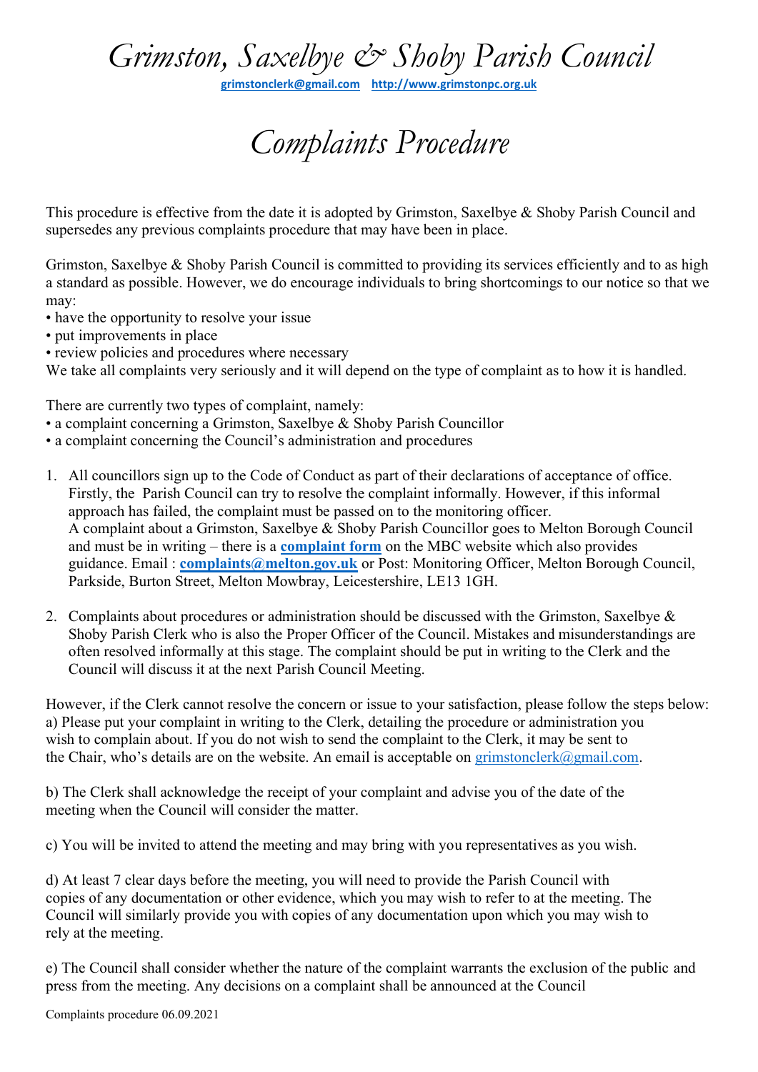# *Grimston, Saxelbye & Shoby Parish Council*

**grimstonclerk@gmail.com** **http://www.grimstonpc.org.uk**

# *Complaints Procedure*

This procedure is effective from the date it is adopted by Grimston, Saxelbye & Shoby Parish Council and supersedes any previous complaints procedure that may have been in place.

Grimston, Saxelbye & Shoby Parish Council is committed to providing its services efficiently and to as high a standard as possible. However, we do encourage individuals to bring shortcomings to our notice so that we may:

- have the opportunity to resolve your issue
- put improvements in place
- review policies and procedures where necessary

We take all complaints very seriously and it will depend on the type of complaint as to how it is handled.

There are currently two types of complaint, namely:

- a complaint concerning a Grimston, Saxelbye & Shoby Parish Councillor
- a complaint concerning the Council's administration and procedures

1. All councillors sign up to the Code of Conduct as part of their declarations of acceptance of office. Firstly, the Parish Council can try to resolve the complaint informally. However, if this informal approach has failed, the complaint must be passed on to the monitoring officer.
   A complaint about a Grimston, Saxelbye & Shoby Parish Councillor goes to Melton Borough Council and must be in writing – there is a **complaint form** on the MBC website which also provides guidance. Email : **complaints@melton.gov.uk** or Post: Monitoring Officer, Melton Borough Council, Parkside, Burton Street, Melton Mowbray, Leicestershire, LE13 1GH.

2. Complaints about procedures or administration should be discussed with the Grimston, Saxelbye & Shoby Parish Clerk who is also the Proper Officer of the Council. Mistakes and misunderstandings are often resolved informally at this stage. The complaint should be put in writing to the Clerk and the Council will discuss it at the next Parish Council Meeting.

However, if the Clerk cannot resolve the concern or issue to your satisfaction, please follow the steps below:
a) Please put your complaint in writing to the Clerk, detailing the procedure or administration you wish to complain about. If you do not wish to send the complaint to the Clerk, it may be sent to the Chair, who's details are on the website. An email is acceptable on grimstonclerk@gmail.com.

b) The Clerk shall acknowledge the receipt of your complaint and advise you of the date of the meeting when the Council will consider the matter.

c) You will be invited to attend the meeting and may bring with you representatives as you wish.

d) At least 7 clear days before the meeting, you will need to provide the Parish Council with copies of any documentation or other evidence, which you may wish to refer to at the meeting. The Council will similarly provide you with copies of any documentation upon which you may wish to rely at the meeting.

e) The Council shall consider whether the nature of the complaint warrants the exclusion of the public and press from the meeting. Any decisions on a complaint shall be announced at the Council

Complaints procedure 06.09.2021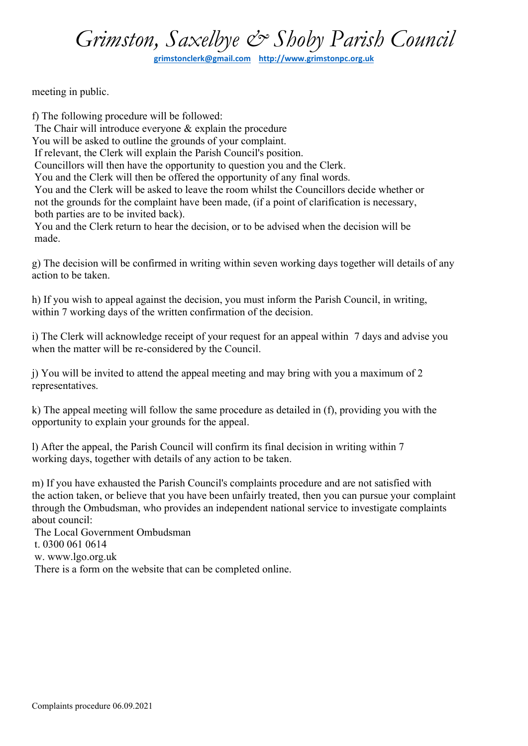meeting in public.

f) The following procedure will be followed:

The Chair will introduce everyone & explain the procedure

You will be asked to outline the grounds of your complaint.

If relevant, the Clerk will explain the Parish Council's position.

Councillors will then have the opportunity to question you and the Clerk.

You and the Clerk will then be offered the opportunity of any final words.

You and the Clerk will be asked to leave the room whilst the Councillors decide whether or not the grounds for the complaint have been made, (if a point of clarification is necessary, both parties are to be invited back).

You and the Clerk return to hear the decision, or to be advised when the decision will be made.

g) The decision will be confirmed in writing within seven working days together will details of any action to be taken.

h) If you wish to appeal against the decision, you must inform the Parish Council, in writing, within 7 working days of the written confirmation of the decision.

i) The Clerk will acknowledge receipt of your request for an appeal within 7 days and advise you when the matter will be re-considered by the Council.

j) You will be invited to attend the appeal meeting and may bring with you a maximum of 2 representatives.

k) The appeal meeting will follow the same procedure as detailed in (f), providing you with the opportunity to explain your grounds for the appeal.

l) After the appeal, the Parish Council will confirm its final decision in writing within 7 working days, together with details of any action to be taken.

m) If you have exhausted the Parish Council's complaints procedure and are not satisfied with the action taken, or believe that you have been unfairly treated, then you can pursue your complaint through the Ombudsman, who provides an independent national service to investigate complaints about council:

The Local Government Ombudsman

t. 0300 061 0614

w. www.lgo.org.uk

There is a form on the website that can be completed online.